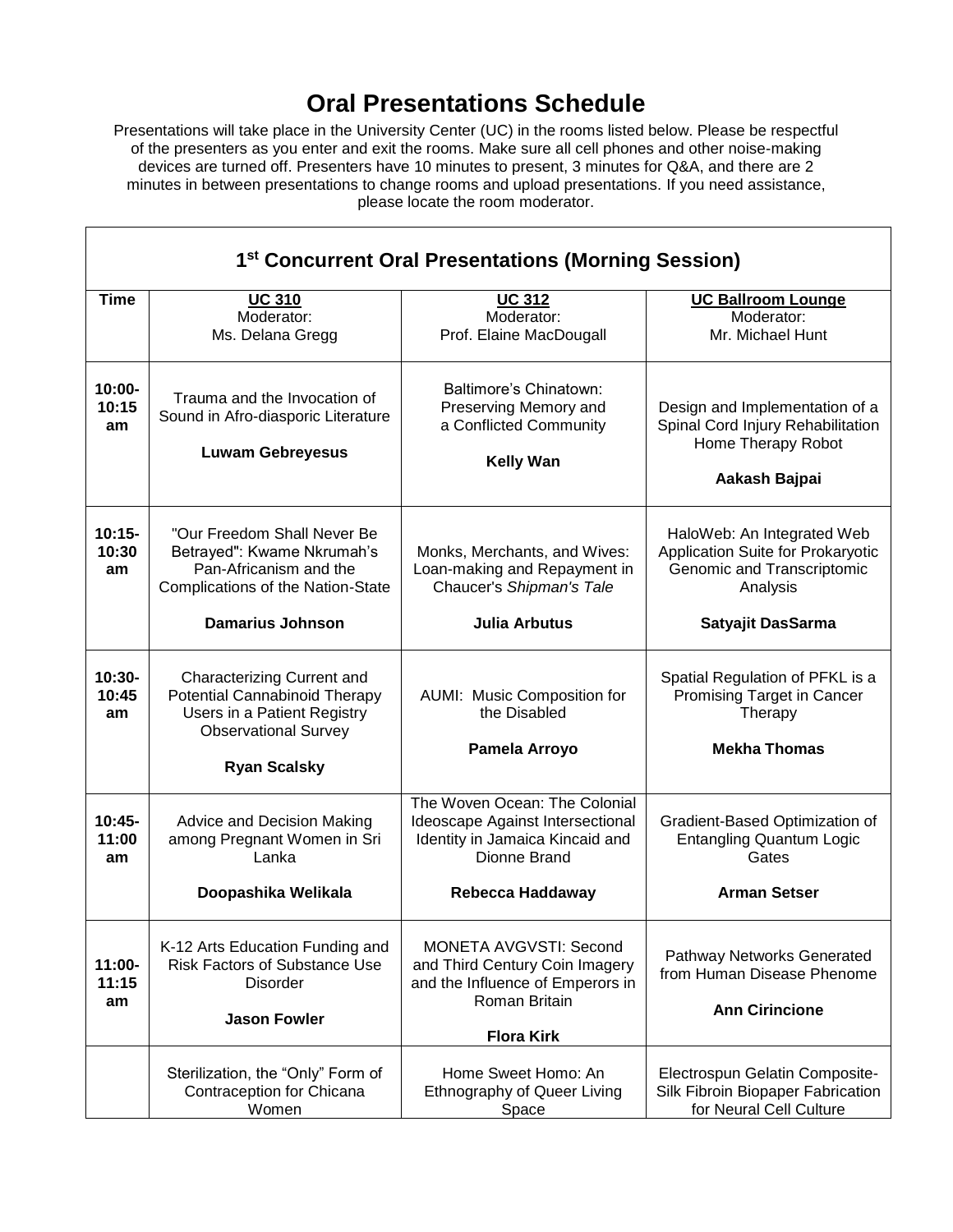# Oral Presentations Schedule

Presentations will take place in the University Center (UC) in the rooms listed below. Please be respectful of the presenters as you enter and exit the rooms. Make sure all cell phones and other noise-making devices are turned off. Presenters have 10 minutes to present, 3 minutes for Q&A, and there are 2 minutes in between presentations to change rooms and upload presentations. If you need assistance, please locate the room moderator.

## 1st Concurrent Oral Presentations (Morning Session)

| Time | UC 310<br>Moderator:<br>Ms. Delana Gregg | UC 312<br>Moderator:<br>Prof. Elaine MacDougall | UC Ballroom Lounge<br>Moderator:<br>Mr. Michael Hunt |
|---|---|---|---|
| 10:00-10:15 am | Trauma and the Invocation of Sound in Afro-diasporic Literature<br>**Luwam Gebreyesus** | Baltimore's Chinatown: Preserving Memory and a Conflicted Community<br>**Kelly Wan** | Design and Implementation of a Spinal Cord Injury Rehabilitation Home Therapy Robot<br>**Aakash Bajpai** |
| 10:15-10:30 am | "Our Freedom Shall Never Be Betrayed": Kwame Nkrumah's Pan-Africanism and the Complications of the Nation-State<br>**Damarius Johnson** | Monks, Merchants, and Wives: Loan-making and Repayment in Chaucer's *Shipman's Tale*<br>**Julia Arbutus** | HaloWeb: An Integrated Web Application Suite for Prokaryotic Genomic and Transcriptomic Analysis<br>**Satyajit DasSarma** |
| 10:30-10:45 am | Characterizing Current and Potential Cannabinoid Therapy Users in a Patient Registry Observational Survey<br>**Ryan Scalsky** | AUMI: Music Composition for the Disabled<br>**Pamela Arroyo** | Spatial Regulation of PFKL is a Promising Target in Cancer Therapy<br>**Mekha Thomas** |
| 10:45-11:00 am | Advice and Decision Making among Pregnant Women in Sri Lanka<br>**Doopashika Welikala** | The Woven Ocean: The Colonial Ideoscape Against Intersectional Identity in Jamaica Kincaid and Dionne Brand<br>**Rebecca Haddaway** | Gradient-Based Optimization of Entangling Quantum Logic Gates<br>**Arman Setser** |
| 11:00-11:15 am | K-12 Arts Education Funding and Risk Factors of Substance Use Disorder<br>**Jason Fowler** | MONETA AVGVSTI: Second and Third Century Coin Imagery and the Influence of Emperors in Roman Britain<br>**Flora Kirk** | Pathway Networks Generated from Human Disease Phenome<br>**Ann Cirincione** |
| | Sterilization, the "Only" Form of Contraception for Chicana Women | Home Sweet Homo: An Ethnography of Queer Living Space | Electrospun Gelatin Composite-Silk Fibroin Biopaper Fabrication for Neural Cell Culture |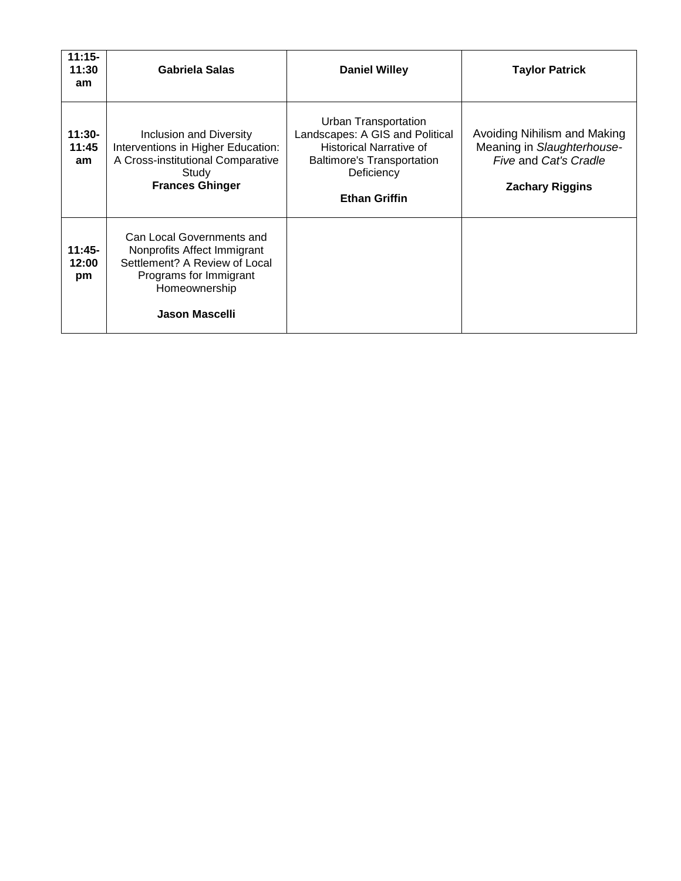| **11:15-11:30 am** | **Gabriela Salas** | **Daniel Willey** | **Taylor Patrick** |
|---|---|---|---|
| **11:30-11:45 am** | Inclusion and Diversity Interventions in Higher Education: A Cross-institutional Comparative Study<br>**Frances Ghinger** | Urban Transportation Landscapes: A GIS and Political Historical Narrative of Baltimore's Transportation Deficiency<br><br>**Ethan Griffin** | Avoiding Nihilism and Making Meaning in *Slaughterhouse-Five* and *Cat's Cradle*<br><br>**Zachary Riggins** |
| **11:45-12:00 pm** | Can Local Governments and Nonprofits Affect Immigrant Settlement? A Review of Local Programs for Immigrant Homeownership<br><br>**Jason Mascelli** | | |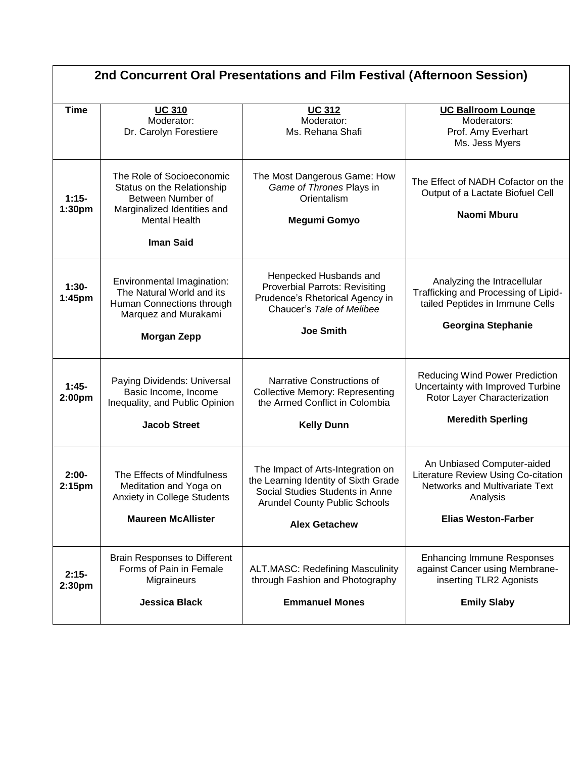## 2nd Concurrent Oral Presentations and Film Festival (Afternoon Session)

| Time | UC 310<br>Moderator:<br>Dr. Carolyn Forestiere | UC 312<br>Moderator:<br>Ms. Rehana Shafi | UC Ballroom Lounge<br>Moderators:<br>Prof. Amy Everhart<br>Ms. Jess Myers |
|---|---|---|---|
| **1:15-1:30pm** | The Role of Socioeconomic Status on the Relationship Between Number of Marginalized Identities and Mental Health<br>**Iman Said** | The Most Dangerous Game: How *Game of Thrones* Plays in Orientalism<br>**Megumi Gomyo** | The Effect of NADH Cofactor on the Output of a Lactate Biofuel Cell<br>**Naomi Mburu** |
| **1:30-1:45pm** | Environmental Imagination: The Natural World and its Human Connections through Marquez and Murakami<br>**Morgan Zepp** | Henpecked Husbands and Proverbial Parrots: Revisiting Prudence's Rhetorical Agency in Chaucer's *Tale of Melibee*<br>**Joe Smith** | Analyzing the Intracellular Trafficking and Processing of Lipid-tailed Peptides in Immune Cells<br>**Georgina Stephanie** |
| **1:45-2:00pm** | Paying Dividends: Universal Basic Income, Income Inequality, and Public Opinion<br>**Jacob Street** | Narrative Constructions of Collective Memory: Representing the Armed Conflict in Colombia<br>**Kelly Dunn** | Reducing Wind Power Prediction Uncertainty with Improved Turbine Rotor Layer Characterization<br>**Meredith Sperling** |
| **2:00-2:15pm** | The Effects of Mindfulness Meditation and Yoga on Anxiety in College Students<br>**Maureen McAllister** | The Impact of Arts-Integration on the Learning Identity of Sixth Grade Social Studies Students in Anne Arundel County Public Schools<br>**Alex Getachew** | An Unbiased Computer-aided Literature Review Using Co-citation Networks and Multivariate Text Analysis<br>**Elias Weston-Farber** |
| **2:15-2:30pm** | Brain Responses to Different Forms of Pain in Female Migraineurs<br>**Jessica Black** | ALT.MASC: Redefining Masculinity through Fashion and Photography<br>**Emmanuel Mones** | Enhancing Immune Responses against Cancer using Membrane-inserting TLR2 Agonists<br>**Emily Slaby** |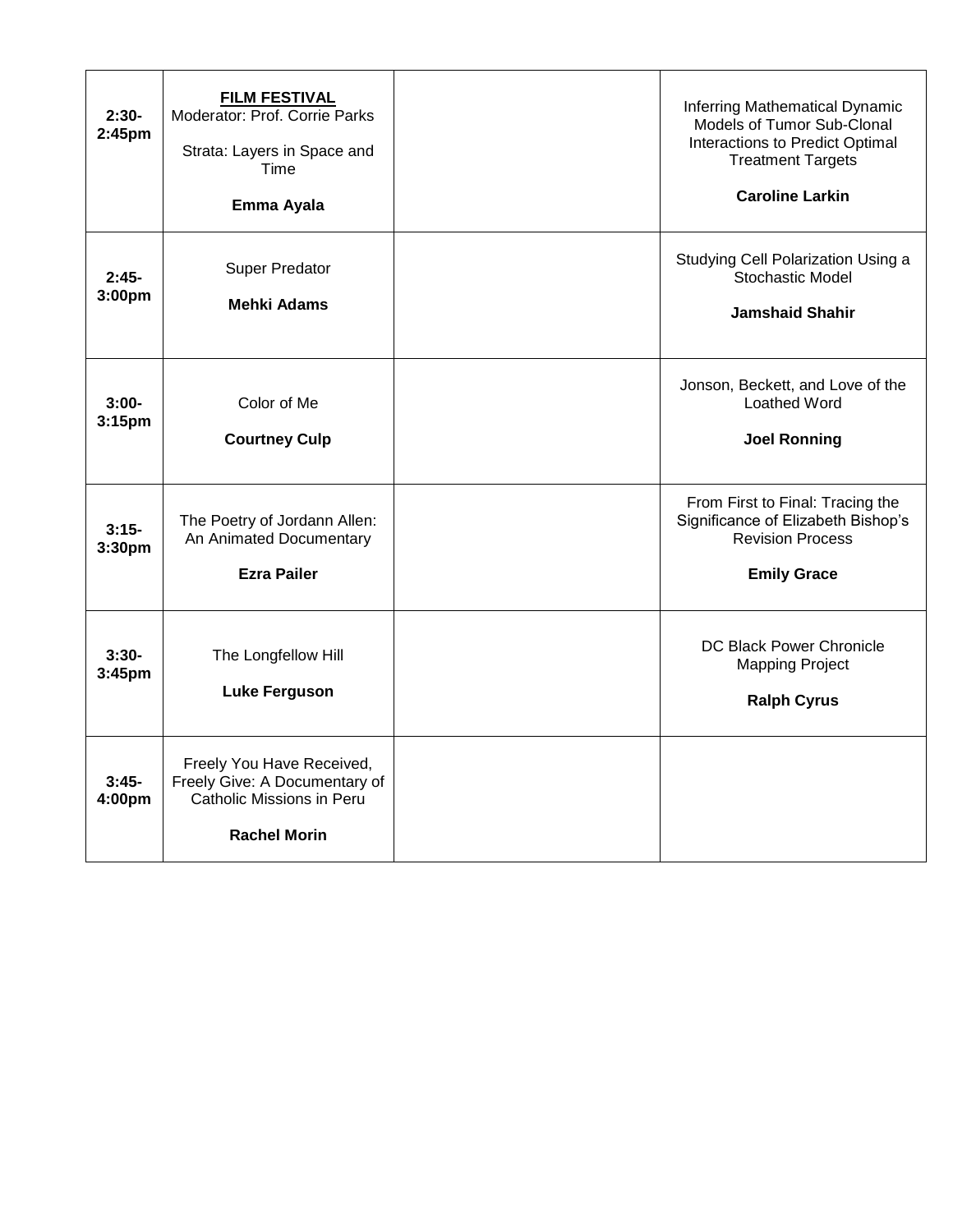| | | | |
|---|---|---|---|
| **2:30-2:45pm** | **FILM FESTIVAL** Moderator: Prof. Corrie Parks<br><br>Strata: Layers in Space and Time<br><br>**Emma Ayala** | | Inferring Mathematical Dynamic Models of Tumor Sub-Clonal Interactions to Predict Optimal Treatment Targets<br><br>**Caroline Larkin** |
| **2:45-3:00pm** | Super Predator<br><br>**Mehki Adams** | | Studying Cell Polarization Using a Stochastic Model<br><br>**Jamshaid Shahir** |
| **3:00-3:15pm** | Color of Me<br><br>**Courtney Culp** | | Jonson, Beckett, and Love of the Loathed Word<br><br>**Joel Ronning** |
| **3:15-3:30pm** | The Poetry of Jordann Allen: An Animated Documentary<br><br>**Ezra Pailer** | | From First to Final: Tracing the Significance of Elizabeth Bishop's Revision Process<br><br>**Emily Grace** |
| **3:30-3:45pm** | The Longfellow Hill<br><br>**Luke Ferguson** | | DC Black Power Chronicle Mapping Project<br><br>**Ralph Cyrus** |
| **3:45-4:00pm** | Freely You Have Received, Freely Give: A Documentary of Catholic Missions in Peru<br><br>**Rachel Morin** | | |